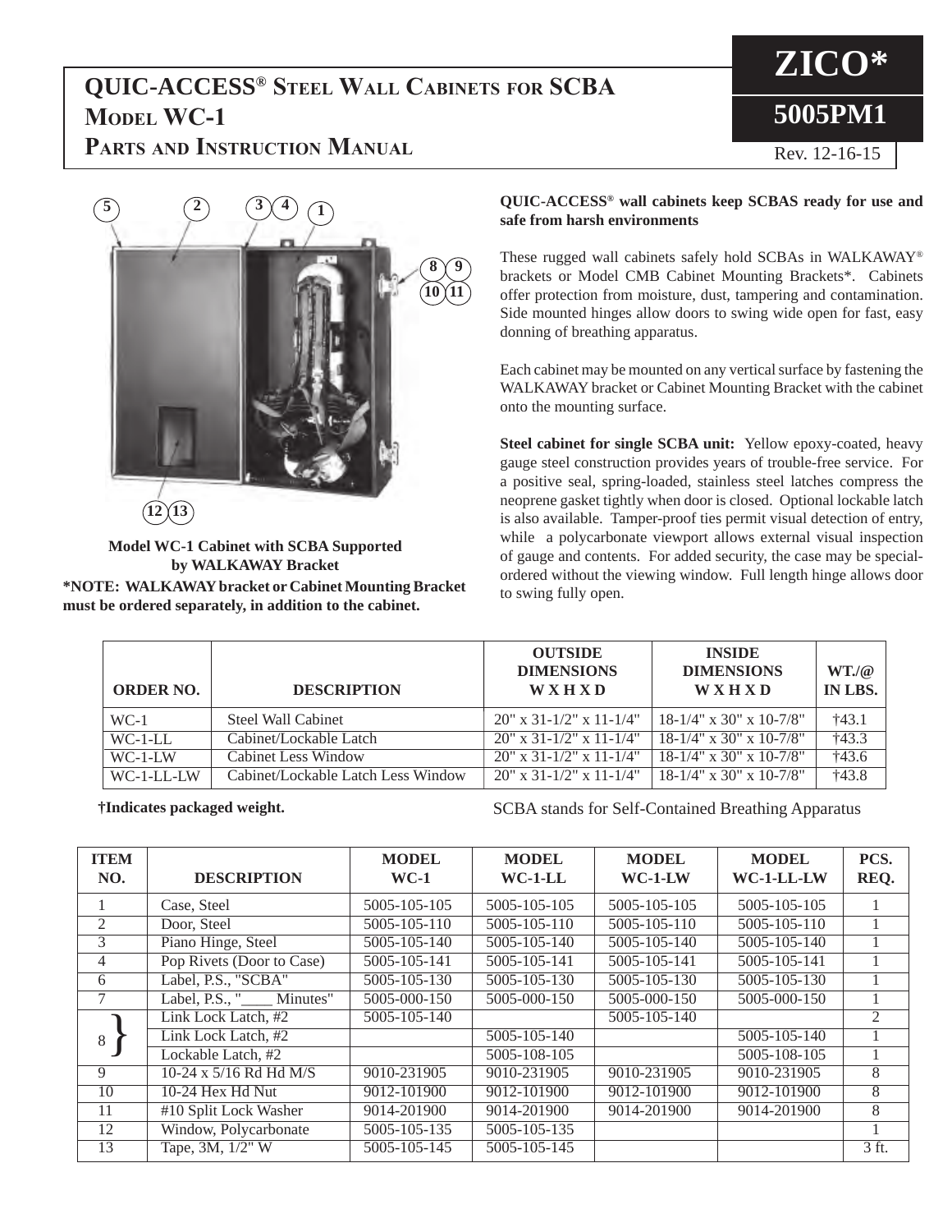# QUIC-ACCESS® Steel Wall Cabinets for SCBA
## Model WC-1
## Parts and Instruction Manual

**ZICO***

**5005PM1**

Rev. 12-16-15

**Model WC-1 Cabinet with SCBA Supported by WALKAWAY Bracket**

***NOTE: WALKAWAY bracket or Cabinet Mounting Bracket must be ordered separately, in addition to the cabinet.**

**QUIC-ACCESS® wall cabinets keep SCBAS ready for use and safe from harsh environments**

These rugged wall cabinets safely hold SCBAs in WALKAWAY® brackets or Model CMB Cabinet Mounting Brackets*. Cabinets offer protection from moisture, dust, tampering and contamination. Side mounted hinges allow doors to swing wide open for fast, easy donning of breathing apparatus.

Each cabinet may be mounted on any vertical surface by fastening the WALKAWAY bracket or Cabinet Mounting Bracket with the cabinet onto the mounting surface.

**Steel cabinet for single SCBA unit:** Yellow epoxy-coated, heavy gauge steel construction provides years of trouble-free service. For a positive seal, spring-loaded, stainless steel latches compress the neoprene gasket tightly when door is closed. Optional lockable latch is also available. Tamper-proof ties permit visual detection of entry, while a polycarbonate viewport allows external visual inspection of gauge and contents. For added security, the case may be special-ordered without the viewing window. Full length hinge allows door to swing fully open.

| ORDER NO. | DESCRIPTION | OUTSIDE DIMENSIONS W X H X D | INSIDE DIMENSIONS W X H X D | WT./@ IN LBS. |
|---|---|---|---|---|
| WC-1 | Steel Wall Cabinet | 20" x 31-1/2" x 11-1/4" | 18-1/4" x 30" x 10-7/8" | †43.1 |
| WC-1-LL | Cabinet/Lockable Latch | 20" x 31-1/2" x 11-1/4" | 18-1/4" x 30" x 10-7/8" | †43.3 |
| WC-1-LW | Cabinet Less Window | 20" x 31-1/2" x 11-1/4" | 18-1/4" x 30" x 10-7/8" | †43.6 |
| WC-1-LL-LW | Cabinet/Lockable Latch Less Window | 20" x 31-1/2" x 11-1/4" | 18-1/4" x 30" x 10-7/8" | †43.8 |

**†Indicates packaged weight.**

SCBA stands for Self-Contained Breathing Apparatus

| ITEM NO. | DESCRIPTION | MODEL WC-1 | MODEL WC-1-LL | MODEL WC-1-LW | MODEL WC-1-LL-LW | PCS. REQ. |
|---|---|---|---|---|---|---|
| 1 | Case, Steel | 5005-105-105 | 5005-105-105 | 5005-105-105 | 5005-105-105 | 1 |
| 2 | Door, Steel | 5005-105-110 | 5005-105-110 | 5005-105-110 | 5005-105-110 | 1 |
| 3 | Piano Hinge, Steel | 5005-105-140 | 5005-105-140 | 5005-105-140 | 5005-105-140 | 1 |
| 4 | Pop Rivets (Door to Case) | 5005-105-141 | 5005-105-141 | 5005-105-141 | 5005-105-141 | 1 |
| 6 | Label, P.S., "SCBA" | 5005-105-130 | 5005-105-130 | 5005-105-130 | 5005-105-130 | 1 |
| 7 | Label, P.S., "____ Minutes" | 5005-000-150 | 5005-000-150 | 5005-000-150 | 5005-000-150 | 1 |
| 8 | Link Lock Latch, #2 | 5005-105-140 | | 5005-105-140 | | 2 |
| | Link Lock Latch, #2 | | 5005-105-140 | | 5005-105-140 | 1 |
| | Lockable Latch, #2 | | 5005-108-105 | | 5005-108-105 | 1 |
| 9 | 10-24 x 5/16 Rd Hd M/S | 9010-231905 | 9010-231905 | 9010-231905 | 9010-231905 | 8 |
| 10 | 10-24 Hex Hd Nut | 9012-101900 | 9012-101900 | 9012-101900 | 9012-101900 | 8 |
| 11 | #10 Split Lock Washer | 9014-201900 | 9014-201900 | 9014-201900 | 9014-201900 | 8 |
| 12 | Window, Polycarbonate | 5005-105-135 | 5005-105-135 | | | 1 |
| 13 | Tape, 3M, 1/2" W | 5005-105-145 | 5005-105-145 | | | 3 ft. |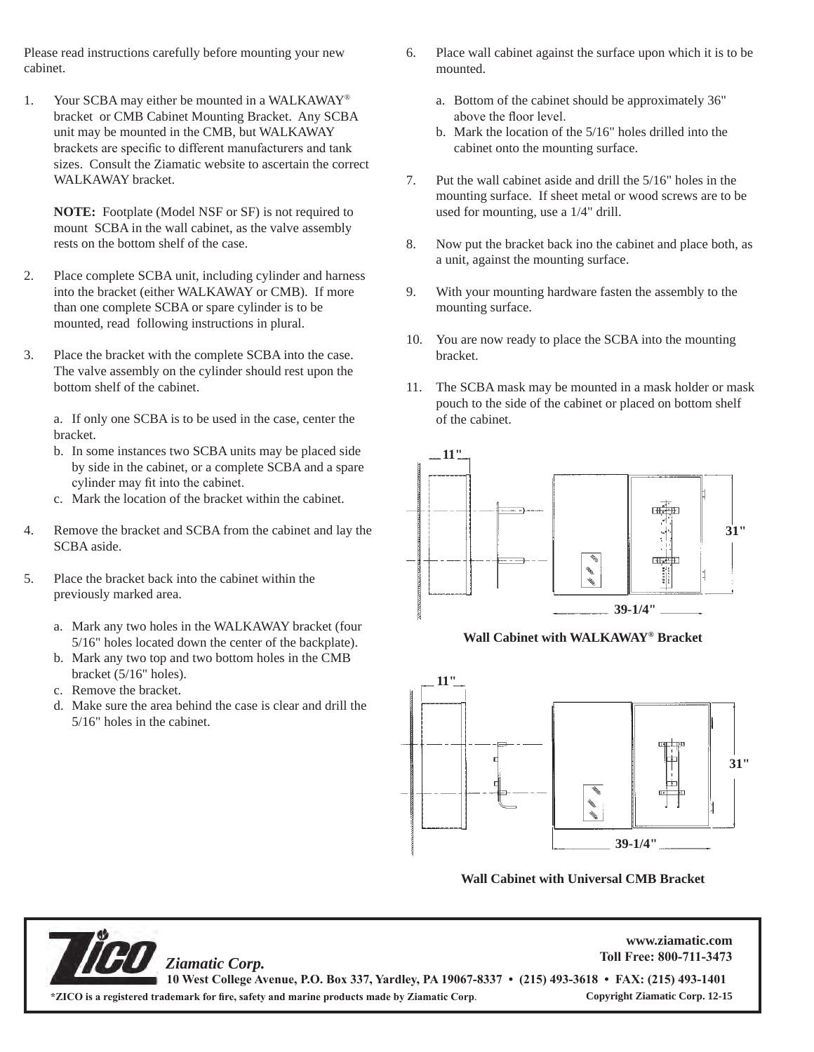Please read instructions carefully before mounting your new cabinet.

1. Your SCBA may either be mounted in a WALKAWAY® bracket or CMB Cabinet Mounting Bracket. Any SCBA unit may be mounted in the CMB, but WALKAWAY brackets are specific to different manufacturers and tank sizes. Consult the Ziamatic website to ascertain the correct WALKAWAY bracket.

   **NOTE:** Footplate (Model NSF or SF) is not required to mount SCBA in the wall cabinet, as the valve assembly rests on the bottom shelf of the case.

2. Place complete SCBA unit, including cylinder and harness into the bracket (either WALKAWAY or CMB). If more than one complete SCBA or spare cylinder is to be mounted, read following instructions in plural.

3. Place the bracket with the complete SCBA into the case. The valve assembly on the cylinder should rest upon the bottom shelf of the cabinet.

   a. If only one SCBA is to be used in the case, center the bracket.
   b. In some instances two SCBA units may be placed side by side in the cabinet, or a complete SCBA and a spare cylinder may fit into the cabinet.
   c. Mark the location of the bracket within the cabinet.

4. Remove the bracket and SCBA from the cabinet and lay the SCBA aside.

5. Place the bracket back into the cabinet within the previously marked area.

   a. Mark any two holes in the WALKAWAY bracket (four 5/16" holes located down the center of the backplate).
   b. Mark any two top and two bottom holes in the CMB bracket (5/16" holes).
   c. Remove the bracket.
   d. Make sure the area behind the case is clear and drill the 5/16" holes in the cabinet.

6. Place wall cabinet against the surface upon which it is to be mounted.

   a. Bottom of the cabinet should be approximately 36" above the floor level.
   b. Mark the location of the 5/16" holes drilled into the cabinet onto the mounting surface.

7. Put the wall cabinet aside and drill the 5/16" holes in the mounting surface. If sheet metal or wood screws are to be used for mounting, use a 1/4" drill.

8. Now put the bracket back ino the cabinet and place both, as a unit, against the mounting surface.

9. With your mounting hardware fasten the assembly to the mounting surface.

10. You are now ready to place the SCBA into the mounting bracket.

11. The SCBA mask may be mounted in a mask holder or mask pouch to the side of the cabinet or placed on bottom shelf of the cabinet.

11"

31"

39-1/4"

**Wall Cabinet with WALKAWAY® Bracket**

11"

31"

39-1/4"

**Wall Cabinet with Universal CMB Bracket**

ZICO

***Ziamatic Corp.***

**10 West College Avenue, P.O. Box 337, Yardley, PA 19067-8337 • (215) 493-3618 • FAX: (215) 493-1401**

**www.ziamatic.com**
**Toll Free: 800-711-3473**

***ZICO is a registered trademark for fire, safety and marine products made by Ziamatic Corp.**

**Copyright Ziamatic Corp. 12-15**